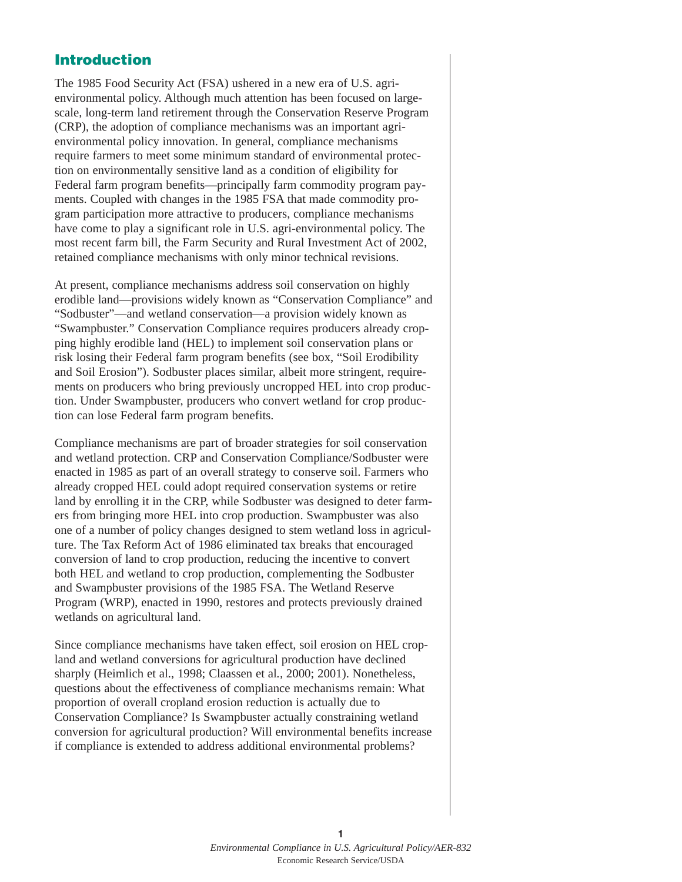## Introduction

The 1985 Food Security Act (FSA) ushered in a new era of U.S. agri-environmental policy. Although much attention has been focused on large-scale, long-term land retirement through the Conservation Reserve Program (CRP), the adoption of compliance mechanisms was an important agri-environmental policy innovation. In general, compliance mechanisms require farmers to meet some minimum standard of environmental protection on environmentally sensitive land as a condition of eligibility for Federal farm program benefits—principally farm commodity program payments. Coupled with changes in the 1985 FSA that made commodity program participation more attractive to producers, compliance mechanisms have come to play a significant role in U.S. agri-environmental policy. The most recent farm bill, the Farm Security and Rural Investment Act of 2002, retained compliance mechanisms with only minor technical revisions.

At present, compliance mechanisms address soil conservation on highly erodible land—provisions widely known as "Conservation Compliance" and "Sodbuster"—and wetland conservation—a provision widely known as "Swampbuster." Conservation Compliance requires producers already cropping highly erodible land (HEL) to implement soil conservation plans or risk losing their Federal farm program benefits (see box, "Soil Erodibility and Soil Erosion"). Sodbuster places similar, albeit more stringent, requirements on producers who bring previously uncropped HEL into crop production. Under Swampbuster, producers who convert wetland for crop production can lose Federal farm program benefits.

Compliance mechanisms are part of broader strategies for soil conservation and wetland protection. CRP and Conservation Compliance/Sodbuster were enacted in 1985 as part of an overall strategy to conserve soil. Farmers who already cropped HEL could adopt required conservation systems or retire land by enrolling it in the CRP, while Sodbuster was designed to deter farmers from bringing more HEL into crop production. Swampbuster was also one of a number of policy changes designed to stem wetland loss in agriculture. The Tax Reform Act of 1986 eliminated tax breaks that encouraged conversion of land to crop production, reducing the incentive to convert both HEL and wetland to crop production, complementing the Sodbuster and Swampbuster provisions of the 1985 FSA. The Wetland Reserve Program (WRP), enacted in 1990, restores and protects previously drained wetlands on agricultural land.

Since compliance mechanisms have taken effect, soil erosion on HEL cropland and wetland conversions for agricultural production have declined sharply (Heimlich et al., 1998; Claassen et al., 2000; 2001). Nonetheless, questions about the effectiveness of compliance mechanisms remain: What proportion of overall cropland erosion reduction is actually due to Conservation Compliance? Is Swampbuster actually constraining wetland conversion for agricultural production? Will environmental benefits increase if compliance is extended to address additional environmental problems?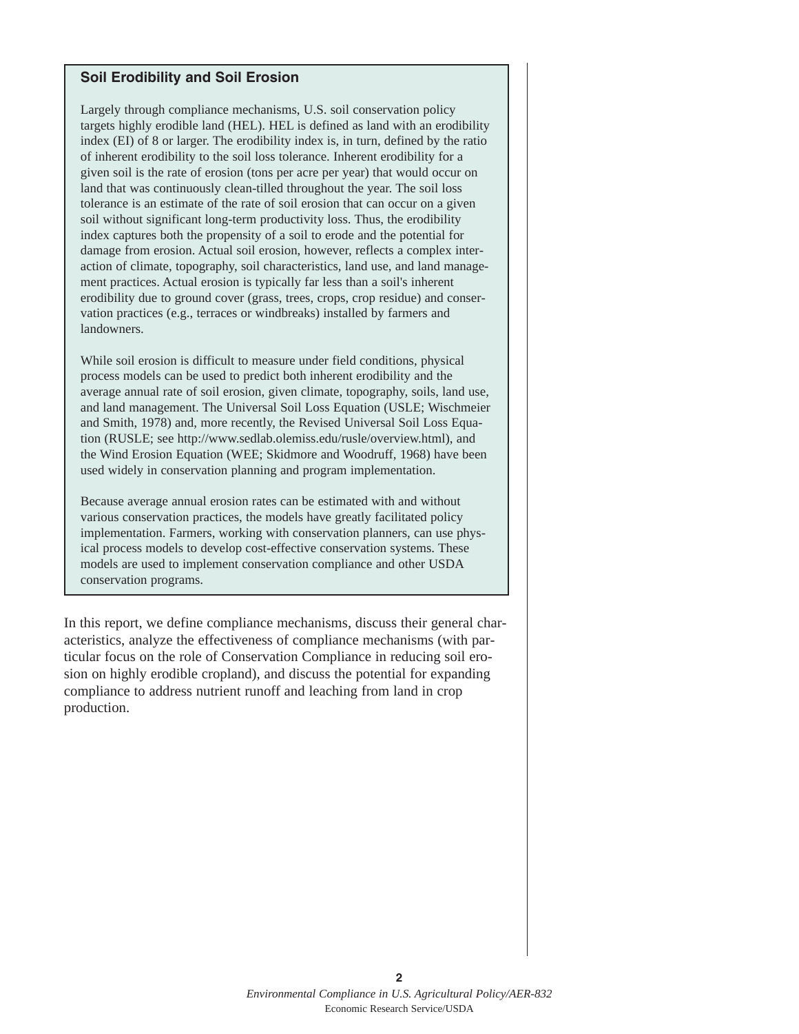### Soil Erodibility and Soil Erosion

Largely through compliance mechanisms, U.S. soil conservation policy targets highly erodible land (HEL). HEL is defined as land with an erodibility index (EI) of 8 or larger. The erodibility index is, in turn, defined by the ratio of inherent erodibility to the soil loss tolerance. Inherent erodibility for a given soil is the rate of erosion (tons per acre per year) that would occur on land that was continuously clean-tilled throughout the year. The soil loss tolerance is an estimate of the rate of soil erosion that can occur on a given soil without significant long-term productivity loss. Thus, the erodibility index captures both the propensity of a soil to erode and the potential for damage from erosion. Actual soil erosion, however, reflects a complex interaction of climate, topography, soil characteristics, land use, and land management practices. Actual erosion is typically far less than a soil's inherent erodibility due to ground cover (grass, trees, crops, crop residue) and conservation practices (e.g., terraces or windbreaks) installed by farmers and landowners.

While soil erosion is difficult to measure under field conditions, physical process models can be used to predict both inherent erodibility and the average annual rate of soil erosion, given climate, topography, soils, land use, and land management. The Universal Soil Loss Equation (USLE; Wischmeier and Smith, 1978) and, more recently, the Revised Universal Soil Loss Equation (RUSLE; see http://www.sedlab.olemiss.edu/rusle/overview.html), and the Wind Erosion Equation (WEE; Skidmore and Woodruff, 1968) have been used widely in conservation planning and program implementation.

Because average annual erosion rates can be estimated with and without various conservation practices, the models have greatly facilitated policy implementation. Farmers, working with conservation planners, can use physical process models to develop cost-effective conservation systems. These models are used to implement conservation compliance and other USDA conservation programs.

In this report, we define compliance mechanisms, discuss their general characteristics, analyze the effectiveness of compliance mechanisms (with particular focus on the role of Conservation Compliance in reducing soil erosion on highly erodible cropland), and discuss the potential for expanding compliance to address nutrient runoff and leaching from land in crop production.